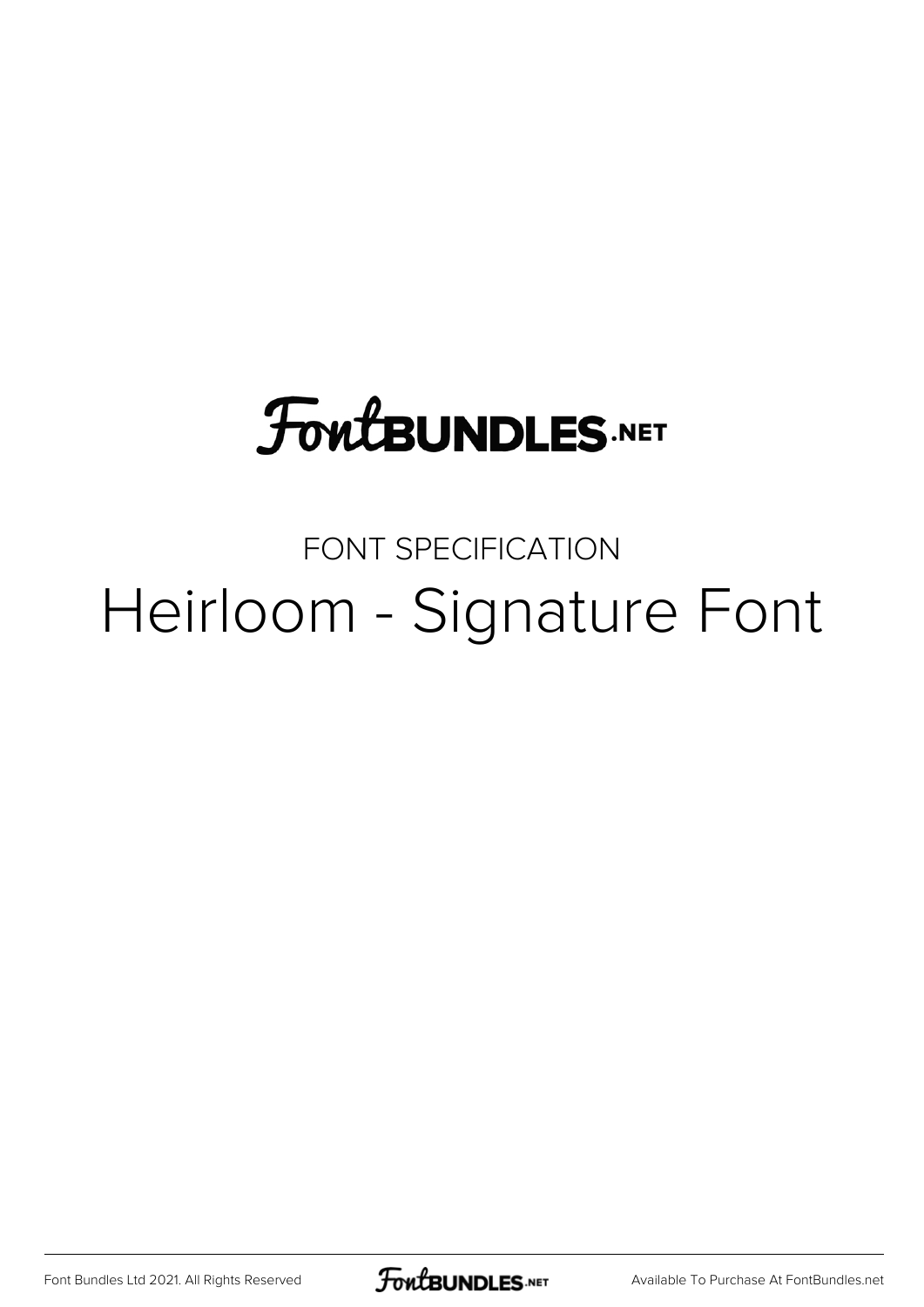FontBUNDLES.NET

FONT SPECIFICATION

# Heirloom - Signature Font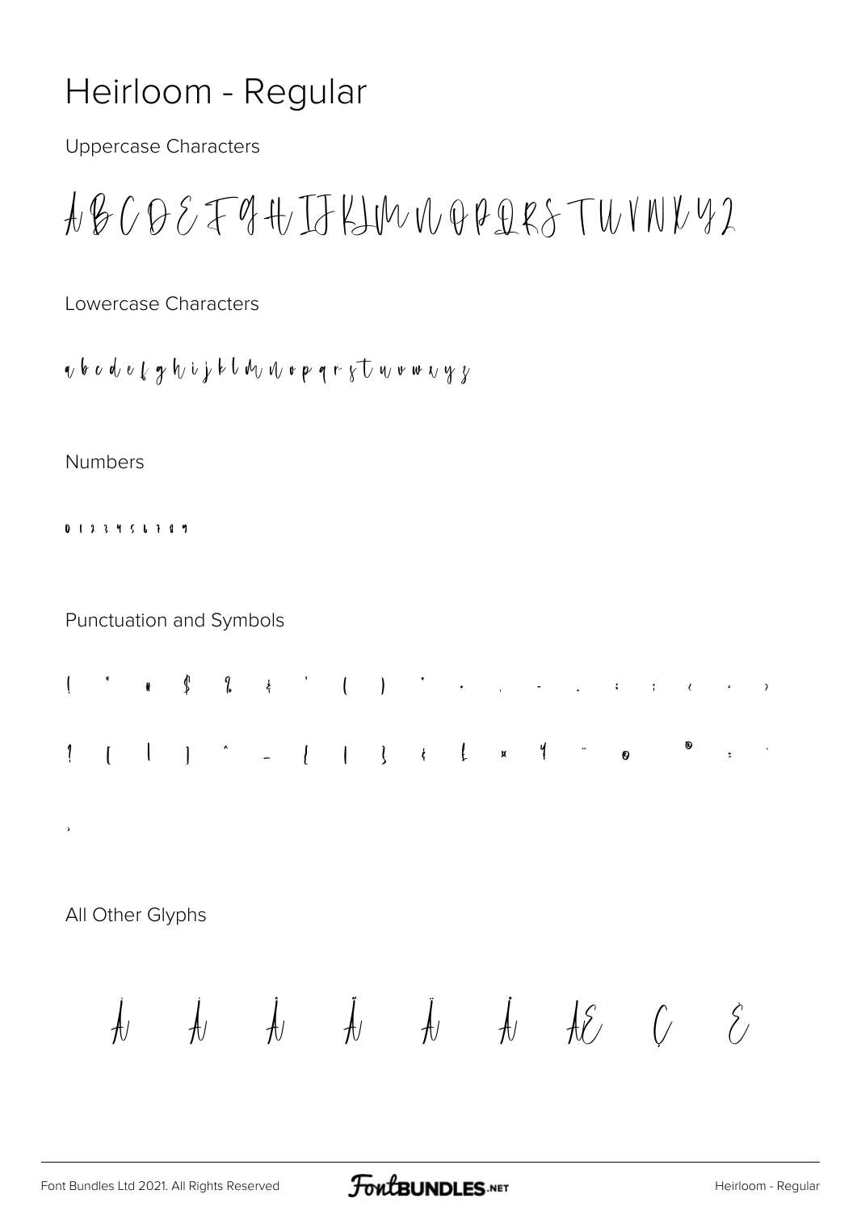# Heirloom - Regular

Uppercase Characters

A B C D E F G H I J K L M N O P Q R S T U V W X Y Z

Lowercase Characters

a b c d e f g h i j k l m n o p q r s t u v w x y z

Numbers

0 1 2 3 4 5 6 7 8 9

Punctuation and Symbols

! " # $ % & ' ( ) * + , - . : ; < = >

? [ \ ] ^ _ { | } ¡ £ ¤ ¥ ¨ © ® · ¸

»

All Other Glyphs

À Á Â Ã Ä Å Æ Ç È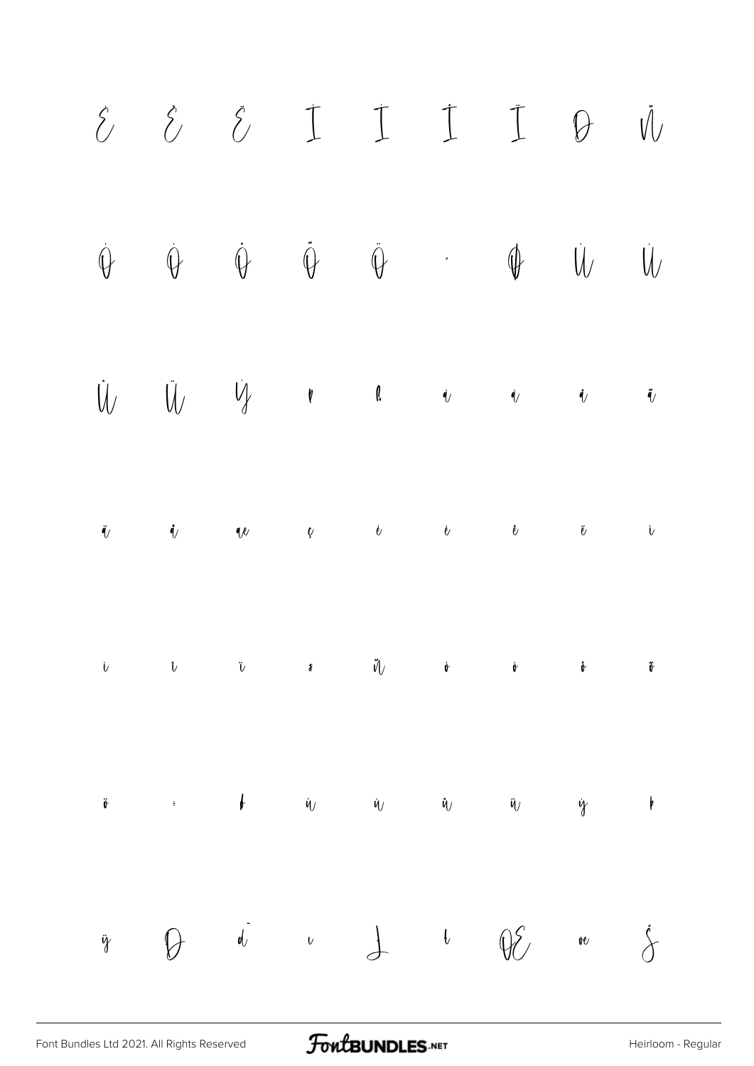È É Ê Ë Ì Í Î Ï Ð Ñ

Ò Ó Ô Õ Ö × Ø Ù Ú

Û Ü Ý Þ ß à á â ã

ä å æ ç è é ê ë ì

í î ï ð ñ ò ó ô õ

ö ÷ ø ù ú û ü ý þ

ÿ Đ đ ı Ł ł Œ œ Š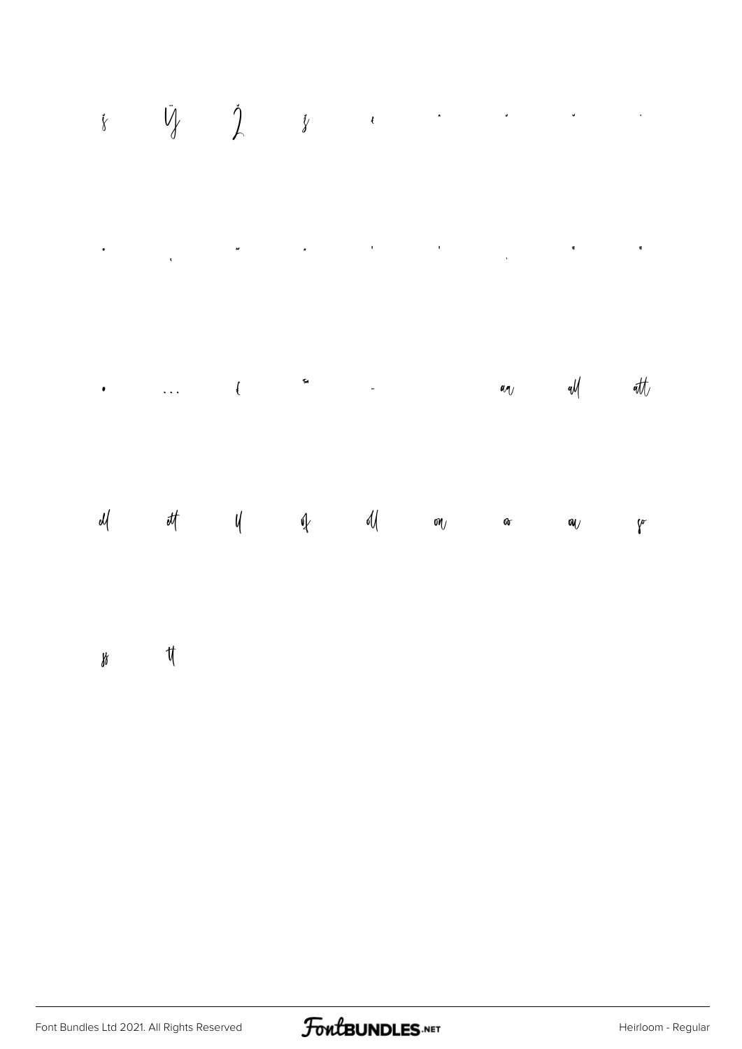ŷ Ÿ Ĵ ỹ ı ˆ ˇ ˘ ˙

˚ ˛ ˜ ˝ ' ' ‚ " "

• … ‹ ™ - aa all att

ell ett ll of oll on oo ou so

ss tt